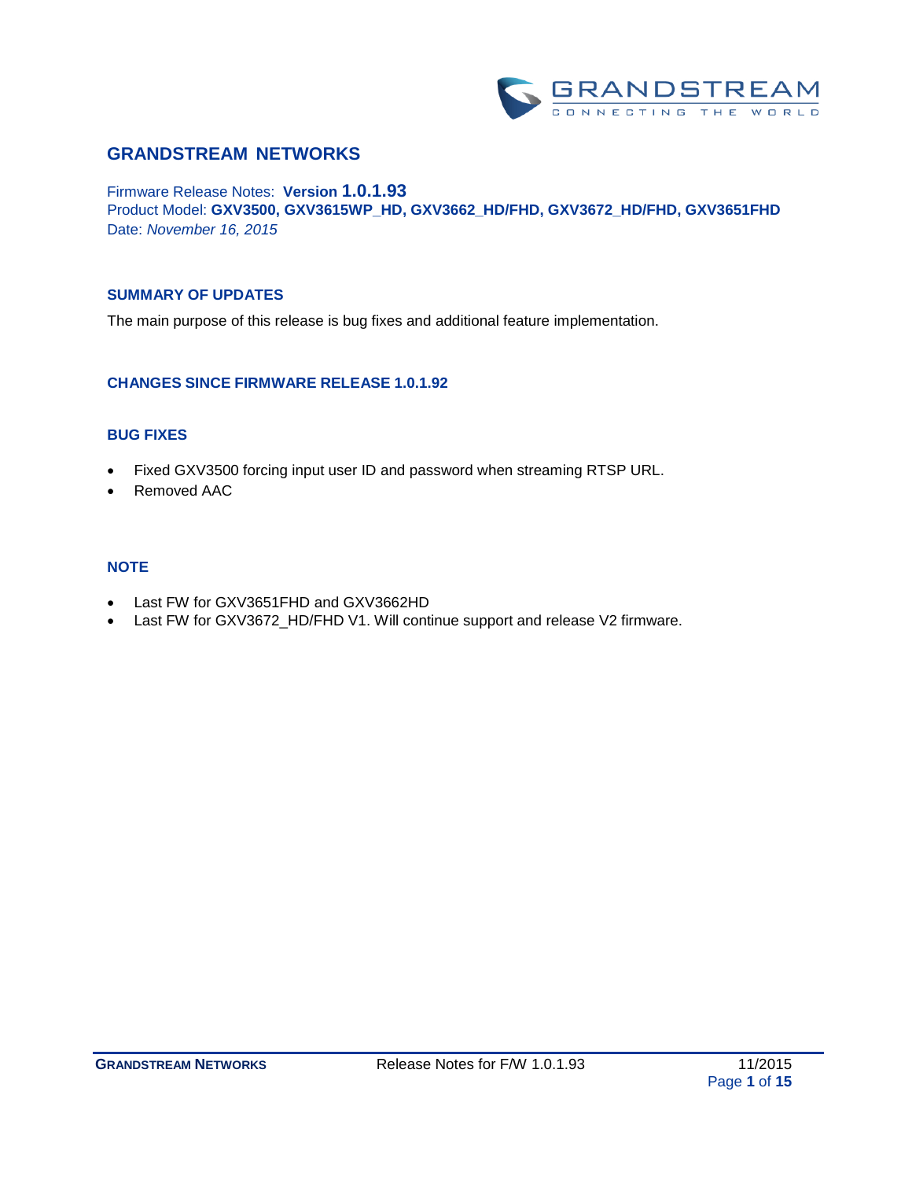## GRANDSTREAM NETWORKS

Firmware Release Notes: **Version 1.0.1.93**
Product Model: **GXV3500, GXV3615WP_HD, GXV3662_HD/FHD, GXV3672_HD/FHD, GXV3651FHD**
Date: *November 16, 2015*

### SUMMARY OF UPDATES

The main purpose of this release is bug fixes and additional feature implementation.

### CHANGES SINCE FIRMWARE RELEASE 1.0.1.92

### BUG FIXES

- Fixed GXV3500 forcing input user ID and password when streaming RTSP URL.
- Removed AAC

### NOTE

- Last FW for GXV3651FHD and GXV3662HD
- Last FW for GXV3672_HD/FHD V1. Will continue support and release V2 firmware.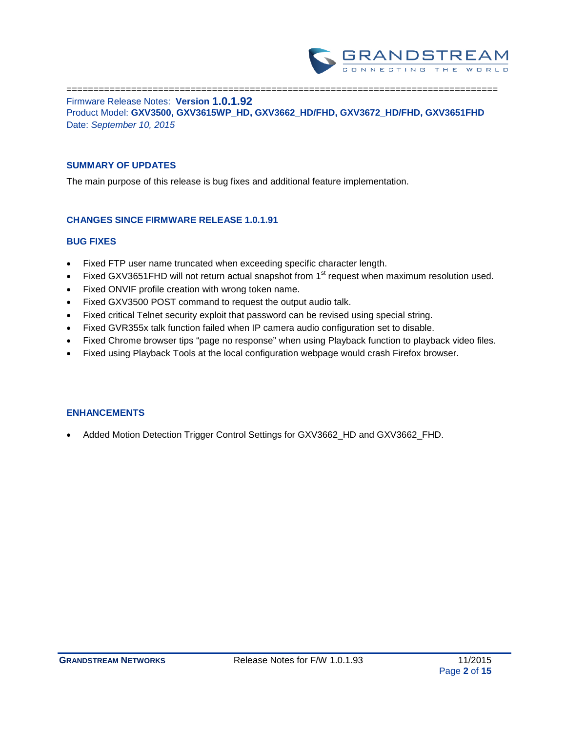================================================================================

Firmware Release Notes: **Version 1.0.1.92**
Product Model: **GXV3500, GXV3615WP_HD, GXV3662_HD/FHD, GXV3672_HD/FHD, GXV3651FHD**
Date: *September 10, 2015*

## SUMMARY OF UPDATES

The main purpose of this release is bug fixes and additional feature implementation.

## CHANGES SINCE FIRMWARE RELEASE 1.0.1.91

### BUG FIXES

- Fixed FTP user name truncated when exceeding specific character length.
- Fixed GXV3651FHD will not return actual snapshot from 1st request when maximum resolution used.
- Fixed ONVIF profile creation with wrong token name.
- Fixed GXV3500 POST command to request the output audio talk.
- Fixed critical Telnet security exploit that password can be revised using special string.
- Fixed GVR355x talk function failed when IP camera audio configuration set to disable.
- Fixed Chrome browser tips "page no response" when using Playback function to playback video files.
- Fixed using Playback Tools at the local configuration webpage would crash Firefox browser.

### ENHANCEMENTS

- Added Motion Detection Trigger Control Settings for GXV3662_HD and GXV3662_FHD.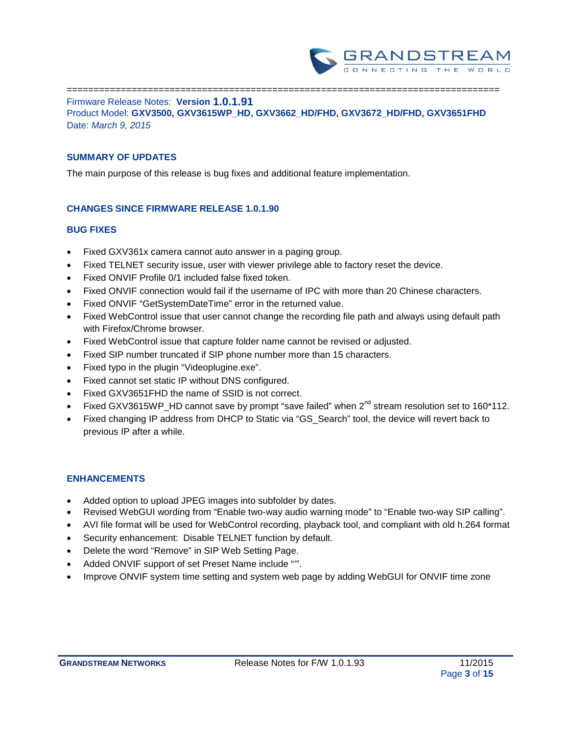================================================================================

Firmware Release Notes: **Version 1.0.1.91**
Product Model: **GXV3500, GXV3615WP_HD, GXV3662_HD/FHD, GXV3672_HD/FHD, GXV3651FHD**
Date: *March 9, 2015*

## SUMMARY OF UPDATES

The main purpose of this release is bug fixes and additional feature implementation.

## CHANGES SINCE FIRMWARE RELEASE 1.0.1.90

### BUG FIXES

- Fixed GXV361x camera cannot auto answer in a paging group.
- Fixed TELNET security issue, user with viewer privilege able to factory reset the device.
- Fixed ONVIF Profile 0/1 included false fixed token.
- Fixed ONVIF connection would fail if the username of IPC with more than 20 Chinese characters.
- Fixed ONVIF "GetSystemDateTime" error in the returned value.
- Fixed WebControl issue that user cannot change the recording file path and always using default path with Firefox/Chrome browser.
- Fixed WebControl issue that capture folder name cannot be revised or adjusted.
- Fixed SIP number truncated if SIP phone number more than 15 characters.
- Fixed typo in the plugin "Videoplugine.exe".
- Fixed cannot set static IP without DNS configured.
- Fixed GXV3651FHD the name of SSID is not correct.
- Fixed GXV3615WP_HD cannot save by prompt "save failed" when 2nd stream resolution set to 160*112.
- Fixed changing IP address from DHCP to Static via "GS_Search" tool, the device will revert back to previous IP after a while.

### ENHANCEMENTS

- Added option to upload JPEG images into subfolder by dates.
- Revised WebGUI wording from "Enable two-way audio warning mode" to "Enable two-way SIP calling".
- AVI file format will be used for WebControl recording, playback tool, and compliant with old h.264 format
- Security enhancement: Disable TELNET function by default.
- Delete the word "Remove" in SIP Web Setting Page.
- Added ONVIF support of set Preset Name include "".
- Improve ONVIF system time setting and system web page by adding WebGUI for ONVIF time zone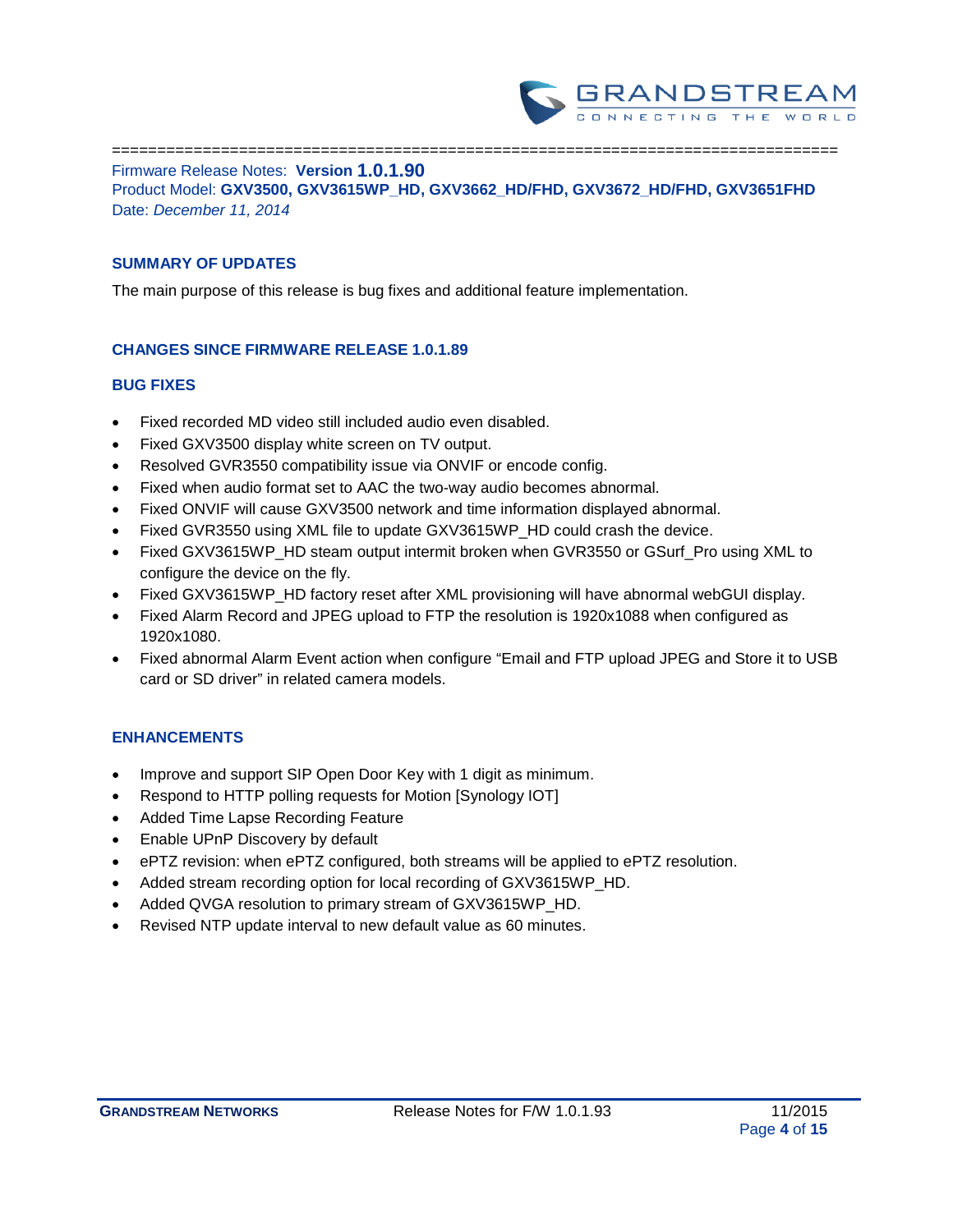================================================================================

Firmware Release Notes: **Version 1.0.1.90**
Product Model: **GXV3500, GXV3615WP_HD, GXV3662_HD/FHD, GXV3672_HD/FHD, GXV3651FHD**
Date: *December 11, 2014*

## SUMMARY OF UPDATES

The main purpose of this release is bug fixes and additional feature implementation.

## CHANGES SINCE FIRMWARE RELEASE 1.0.1.89

### BUG FIXES

- Fixed recorded MD video still included audio even disabled.
- Fixed GXV3500 display white screen on TV output.
- Resolved GVR3550 compatibility issue via ONVIF or encode config.
- Fixed when audio format set to AAC the two-way audio becomes abnormal.
- Fixed ONVIF will cause GXV3500 network and time information displayed abnormal.
- Fixed GVR3550 using XML file to update GXV3615WP_HD could crash the device.
- Fixed GXV3615WP_HD steam output intermit broken when GVR3550 or GSurf_Pro using XML to configure the device on the fly.
- Fixed GXV3615WP_HD factory reset after XML provisioning will have abnormal webGUI display.
- Fixed Alarm Record and JPEG upload to FTP the resolution is 1920x1088 when configured as 1920x1080.
- Fixed abnormal Alarm Event action when configure "Email and FTP upload JPEG and Store it to USB card or SD driver" in related camera models.

### ENHANCEMENTS

- Improve and support SIP Open Door Key with 1 digit as minimum.
- Respond to HTTP polling requests for Motion [Synology IOT]
- Added Time Lapse Recording Feature
- Enable UPnP Discovery by default
- ePTZ revision: when ePTZ configured, both streams will be applied to ePTZ resolution.
- Added stream recording option for local recording of GXV3615WP_HD.
- Added QVGA resolution to primary stream of GXV3615WP_HD.
- Revised NTP update interval to new default value as 60 minutes.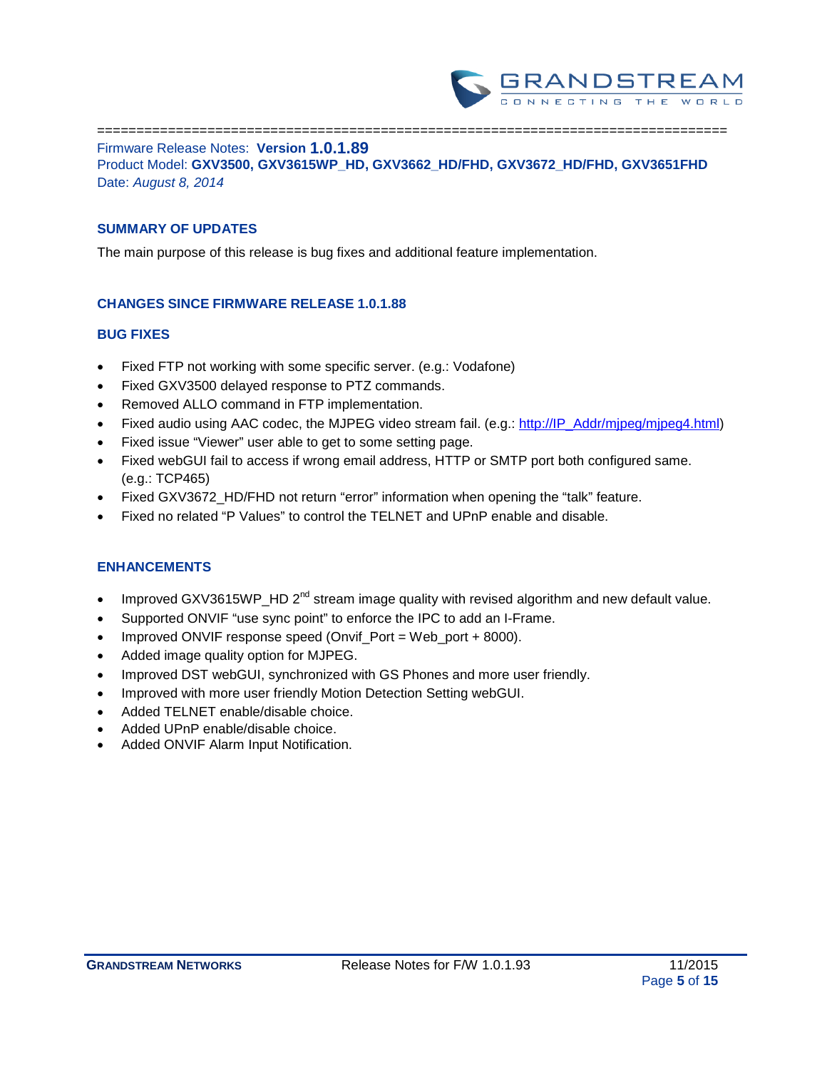================================================================================

Firmware Release Notes: **Version 1.0.1.89**
Product Model: **GXV3500, GXV3615WP_HD, GXV3662_HD/FHD, GXV3672_HD/FHD, GXV3651FHD**
Date: *August 8, 2014*

## SUMMARY OF UPDATES

The main purpose of this release is bug fixes and additional feature implementation.

## CHANGES SINCE FIRMWARE RELEASE 1.0.1.88

### BUG FIXES

- Fixed FTP not working with some specific server. (e.g.: Vodafone)
- Fixed GXV3500 delayed response to PTZ commands.
- Removed ALLO command in FTP implementation.
- Fixed audio using AAC codec, the MJPEG video stream fail. (e.g.: http://IP_Addr/mjpeg/mjpeg4.html)
- Fixed issue "Viewer" user able to get to some setting page.
- Fixed webGUI fail to access if wrong email address, HTTP or SMTP port both configured same. (e.g.: TCP465)
- Fixed GXV3672_HD/FHD not return "error" information when opening the "talk" feature.
- Fixed no related "P Values" to control the TELNET and UPnP enable and disable.

### ENHANCEMENTS

- Improved GXV3615WP_HD 2nd stream image quality with revised algorithm and new default value.
- Supported ONVIF "use sync point" to enforce the IPC to add an I-Frame.
- Improved ONVIF response speed (Onvif_Port = Web_port + 8000).
- Added image quality option for MJPEG.
- Improved DST webGUI, synchronized with GS Phones and more user friendly.
- Improved with more user friendly Motion Detection Setting webGUI.
- Added TELNET enable/disable choice.
- Added UPnP enable/disable choice.
- Added ONVIF Alarm Input Notification.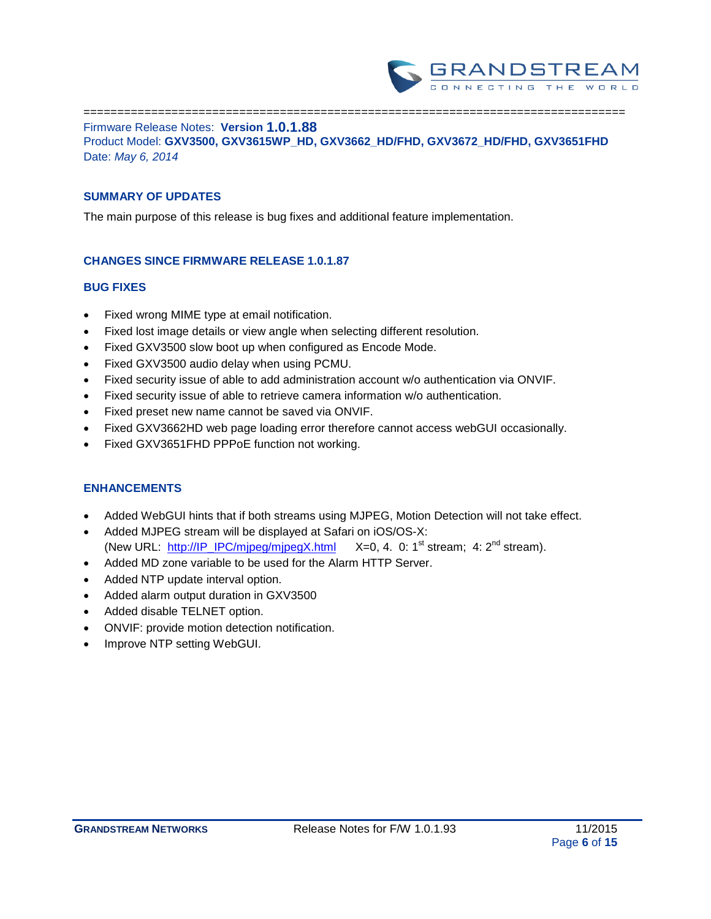================================================================================

Firmware Release Notes: **Version 1.0.1.88**
Product Model: **GXV3500, GXV3615WP_HD, GXV3662_HD/FHD, GXV3672_HD/FHD, GXV3651FHD**
Date: *May 6, 2014*

## SUMMARY OF UPDATES

The main purpose of this release is bug fixes and additional feature implementation.

## CHANGES SINCE FIRMWARE RELEASE 1.0.1.87

### BUG FIXES

- Fixed wrong MIME type at email notification.
- Fixed lost image details or view angle when selecting different resolution.
- Fixed GXV3500 slow boot up when configured as Encode Mode.
- Fixed GXV3500 audio delay when using PCMU.
- Fixed security issue of able to add administration account w/o authentication via ONVIF.
- Fixed security issue of able to retrieve camera information w/o authentication.
- Fixed preset new name cannot be saved via ONVIF.
- Fixed GXV3662HD web page loading error therefore cannot access webGUI occasionally.
- Fixed GXV3651FHD PPPoE function not working.

### ENHANCEMENTS

- Added WebGUI hints that if both streams using MJPEG, Motion Detection will not take effect.
- Added MJPEG stream will be displayed at Safari on iOS/OS-X:
  (New URL: http://IP_IPC/mjpeg/mjpegX.html X=0, 4. 0: 1st stream; 4: 2nd stream).
- Added MD zone variable to be used for the Alarm HTTP Server.
- Added NTP update interval option.
- Added alarm output duration in GXV3500
- Added disable TELNET option.
- ONVIF: provide motion detection notification.
- Improve NTP setting WebGUI.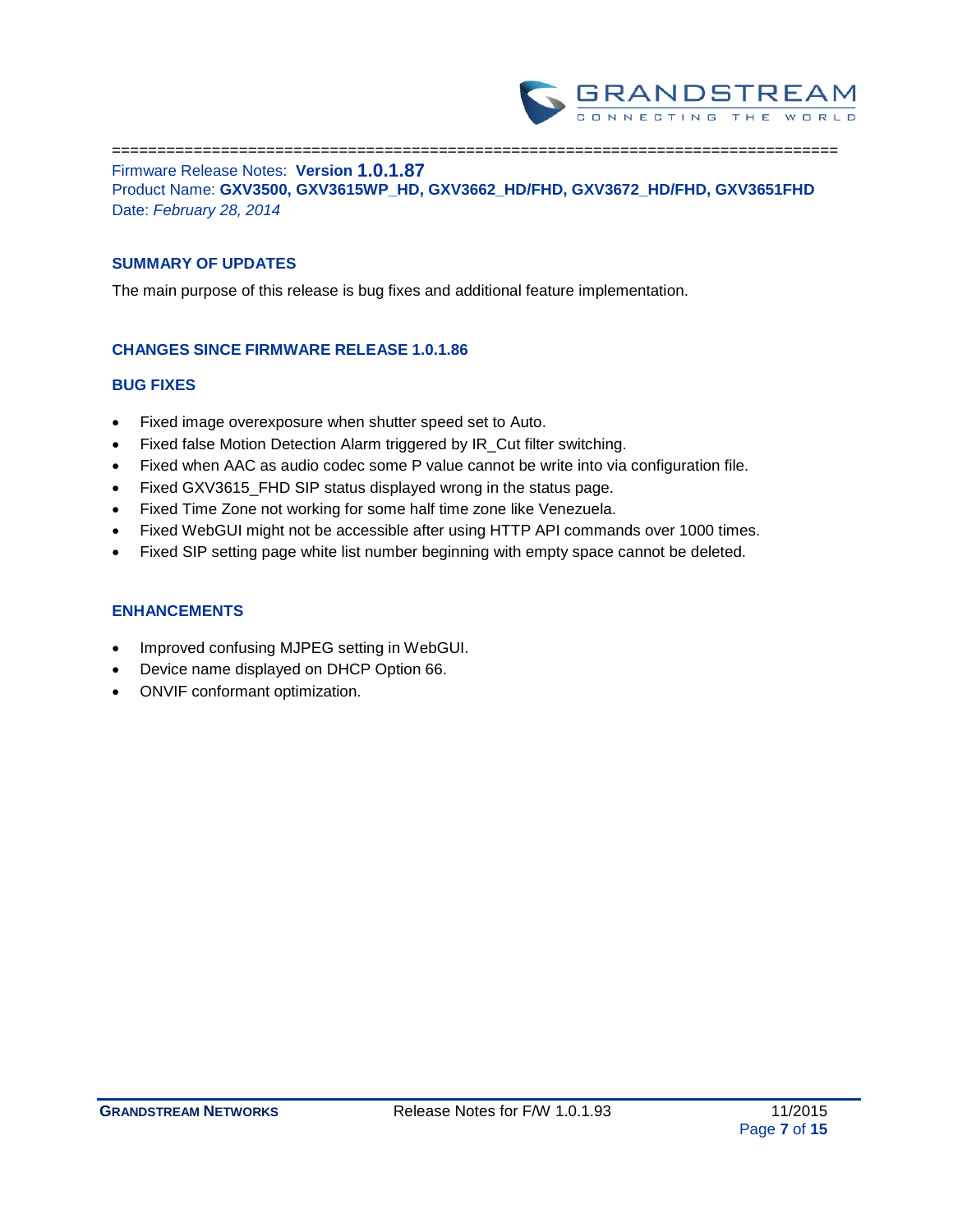===============================================================================

Firmware Release Notes: **Version 1.0.1.87**

Product Name: **GXV3500, GXV3615WP_HD, GXV3662_HD/FHD, GXV3672_HD/FHD, GXV3651FHD**

Date: *February 28, 2014*

## SUMMARY OF UPDATES

The main purpose of this release is bug fixes and additional feature implementation.

## CHANGES SINCE FIRMWARE RELEASE 1.0.1.86

### BUG FIXES

- Fixed image overexposure when shutter speed set to Auto.
- Fixed false Motion Detection Alarm triggered by IR_Cut filter switching.
- Fixed when AAC as audio codec some P value cannot be write into via configuration file.
- Fixed GXV3615_FHD SIP status displayed wrong in the status page.
- Fixed Time Zone not working for some half time zone like Venezuela.
- Fixed WebGUI might not be accessible after using HTTP API commands over 1000 times.
- Fixed SIP setting page white list number beginning with empty space cannot be deleted.

### ENHANCEMENTS

- Improved confusing MJPEG setting in WebGUI.
- Device name displayed on DHCP Option 66.
- ONVIF conformant optimization.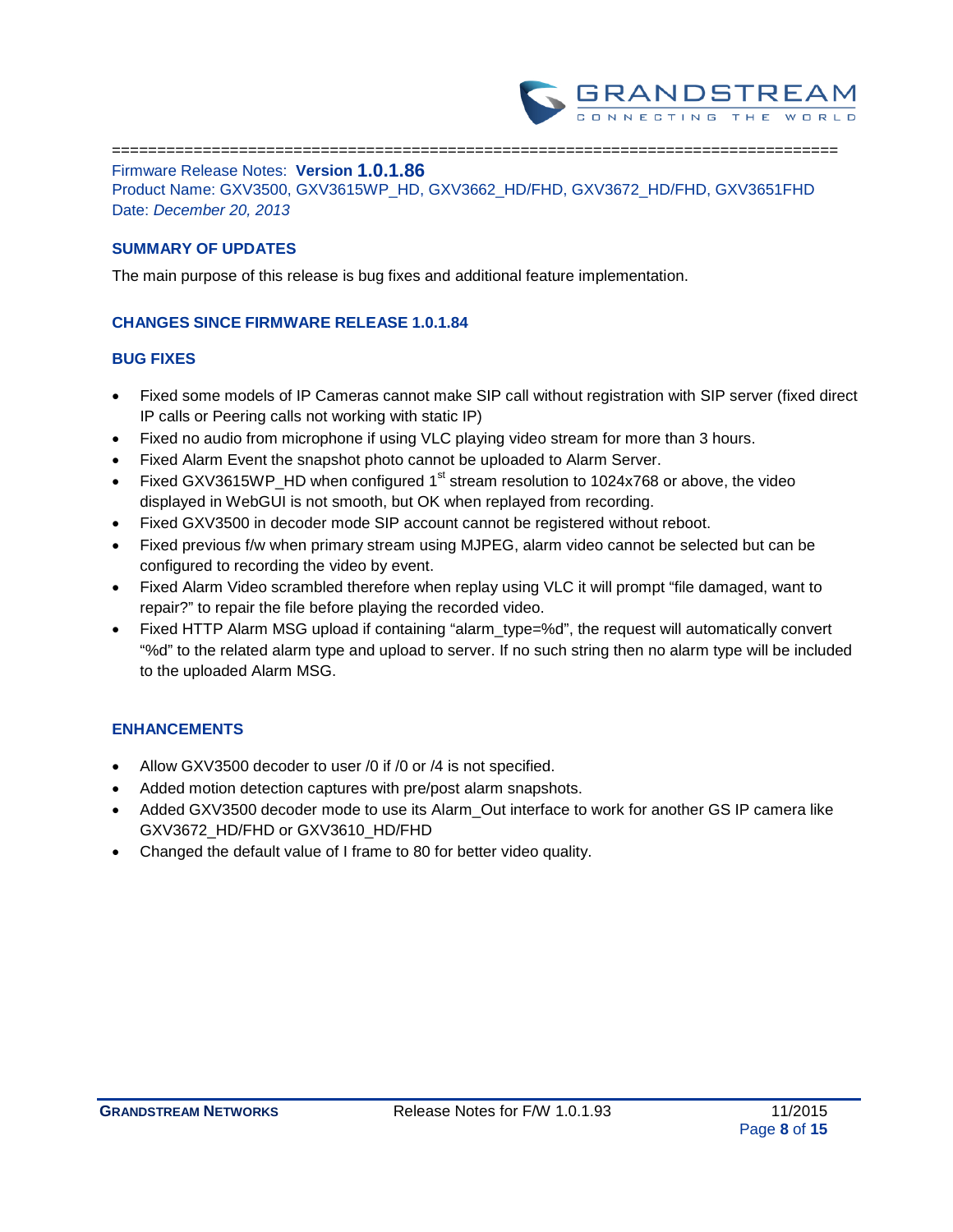================================================================================

Firmware Release Notes: **Version 1.0.1.86**
Product Name: GXV3500, GXV3615WP_HD, GXV3662_HD/FHD, GXV3672_HD/FHD, GXV3651FHD
Date: *December 20, 2013*

## SUMMARY OF UPDATES

The main purpose of this release is bug fixes and additional feature implementation.

## CHANGES SINCE FIRMWARE RELEASE 1.0.1.84

## BUG FIXES

- Fixed some models of IP Cameras cannot make SIP call without registration with SIP server (fixed direct IP calls or Peering calls not working with static IP)
- Fixed no audio from microphone if using VLC playing video stream for more than 3 hours.
- Fixed Alarm Event the snapshot photo cannot be uploaded to Alarm Server.
- Fixed GXV3615WP_HD when configured 1st stream resolution to 1024x768 or above, the video displayed in WebGUI is not smooth, but OK when replayed from recording.
- Fixed GXV3500 in decoder mode SIP account cannot be registered without reboot.
- Fixed previous f/w when primary stream using MJPEG, alarm video cannot be selected but can be configured to recording the video by event.
- Fixed Alarm Video scrambled therefore when replay using VLC it will prompt "file damaged, want to repair?" to repair the file before playing the recorded video.
- Fixed HTTP Alarm MSG upload if containing "alarm_type=%d", the request will automatically convert "%d" to the related alarm type and upload to server. If no such string then no alarm type will be included to the uploaded Alarm MSG.

## ENHANCEMENTS

- Allow GXV3500 decoder to user /0 if /0 or /4 is not specified.
- Added motion detection captures with pre/post alarm snapshots.
- Added GXV3500 decoder mode to use its Alarm_Out interface to work for another GS IP camera like GXV3672_HD/FHD or GXV3610_HD/FHD
- Changed the default value of I frame to 80 for better video quality.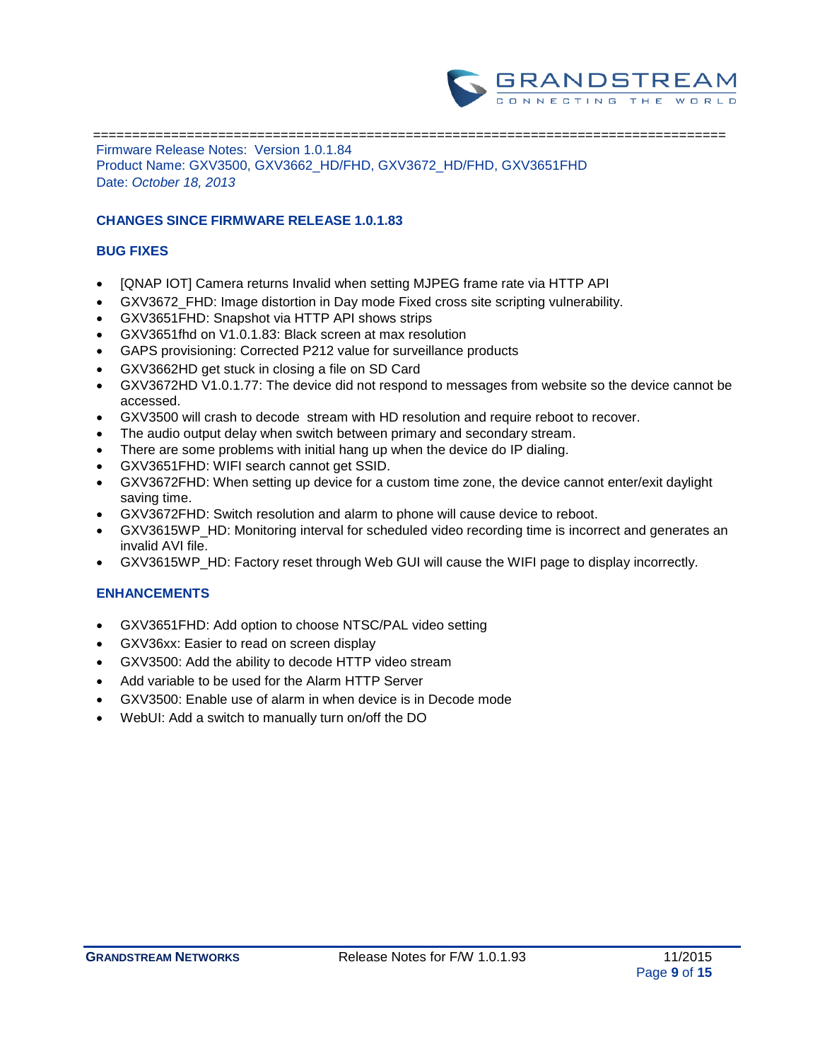================================================================================

Firmware Release Notes: Version 1.0.1.84
Product Name: GXV3500, GXV3662_HD/FHD, GXV3672_HD/FHD, GXV3651FHD
Date: *October 18, 2013*

## CHANGES SINCE FIRMWARE RELEASE 1.0.1.83

### BUG FIXES

- [QNAP IOT] Camera returns Invalid when setting MJPEG frame rate via HTTP API
- GXV3672_FHD: Image distortion in Day mode Fixed cross site scripting vulnerability.
- GXV3651FHD: Snapshot via HTTP API shows strips
- GXV3651fhd on V1.0.1.83: Black screen at max resolution
- GAPS provisioning: Corrected P212 value for surveillance products
- GXV3662HD get stuck in closing a file on SD Card
- GXV3672HD V1.0.1.77: The device did not respond to messages from website so the device cannot be accessed.
- GXV3500 will crash to decode stream with HD resolution and require reboot to recover.
- The audio output delay when switch between primary and secondary stream.
- There are some problems with initial hang up when the device do IP dialing.
- GXV3651FHD: WIFI search cannot get SSID.
- GXV3672FHD: When setting up device for a custom time zone, the device cannot enter/exit daylight saving time.
- GXV3672FHD: Switch resolution and alarm to phone will cause device to reboot.
- GXV3615WP_HD: Monitoring interval for scheduled video recording time is incorrect and generates an invalid AVI file.
- GXV3615WP_HD: Factory reset through Web GUI will cause the WIFI page to display incorrectly.

### ENHANCEMENTS

- GXV3651FHD: Add option to choose NTSC/PAL video setting
- GXV36xx: Easier to read on screen display
- GXV3500: Add the ability to decode HTTP video stream
- Add variable to be used for the Alarm HTTP Server
- GXV3500: Enable use of alarm in when device is in Decode mode
- WebUI: Add a switch to manually turn on/off the DO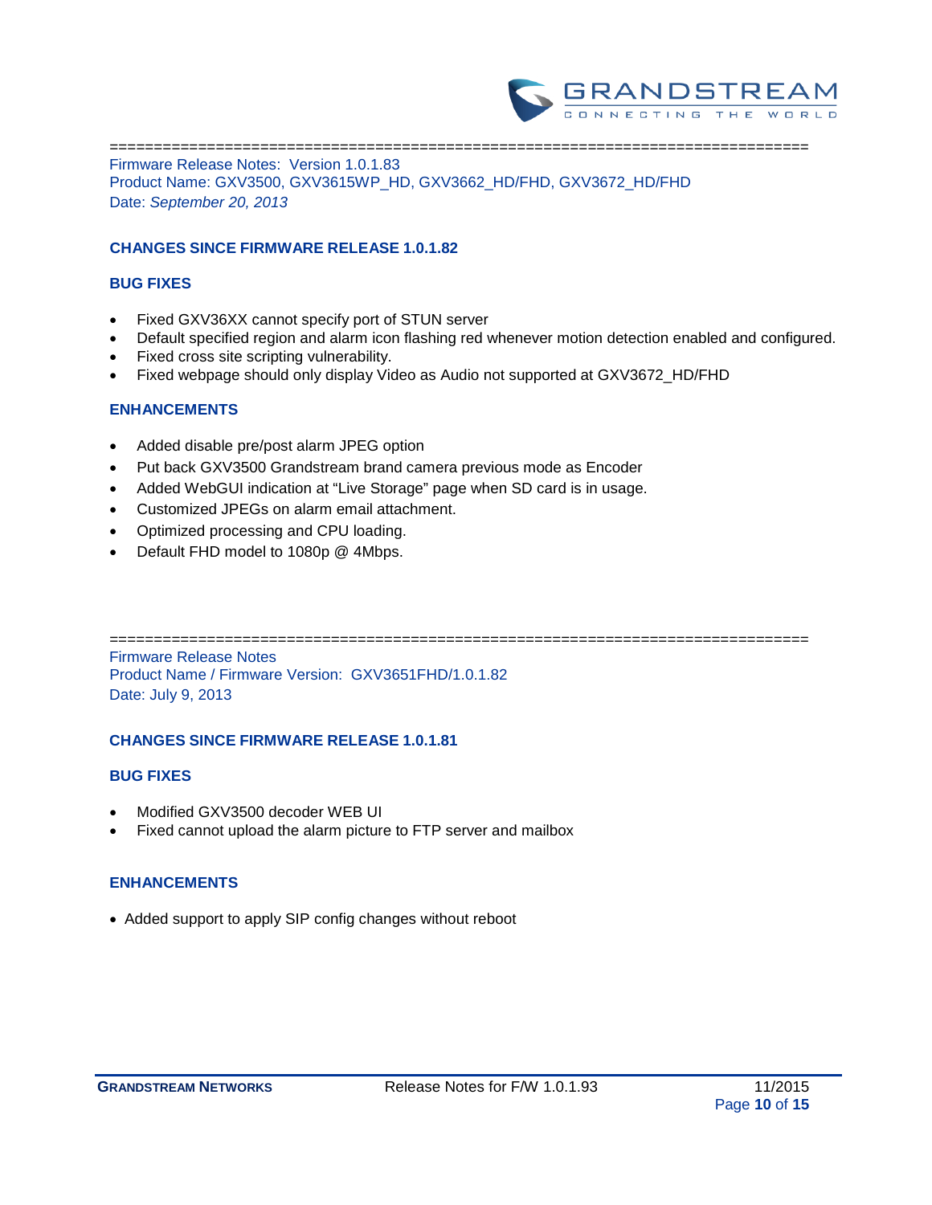================================================================================

Firmware Release Notes: Version 1.0.1.83
Product Name: GXV3500, GXV3615WP_HD, GXV3662_HD/FHD, GXV3672_HD/FHD
Date: *September 20, 2013*

### CHANGES SINCE FIRMWARE RELEASE 1.0.1.82

### BUG FIXES

- Fixed GXV36XX cannot specify port of STUN server
- Default specified region and alarm icon flashing red whenever motion detection enabled and configured.
- Fixed cross site scripting vulnerability.
- Fixed webpage should only display Video as Audio not supported at GXV3672_HD/FHD

### ENHANCEMENTS

- Added disable pre/post alarm JPEG option
- Put back GXV3500 Grandstream brand camera previous mode as Encoder
- Added WebGUI indication at “Live Storage” page when SD card is in usage.
- Customized JPEGs on alarm email attachment.
- Optimized processing and CPU loading.
- Default FHD model to 1080p @ 4Mbps.

================================================================================

Firmware Release Notes
Product Name / Firmware Version: GXV3651FHD/1.0.1.82
Date: July 9, 2013

### CHANGES SINCE FIRMWARE RELEASE 1.0.1.81

### BUG FIXES

- Modified GXV3500 decoder WEB UI
- Fixed cannot upload the alarm picture to FTP server and mailbox

### ENHANCEMENTS

- Added support to apply SIP config changes without reboot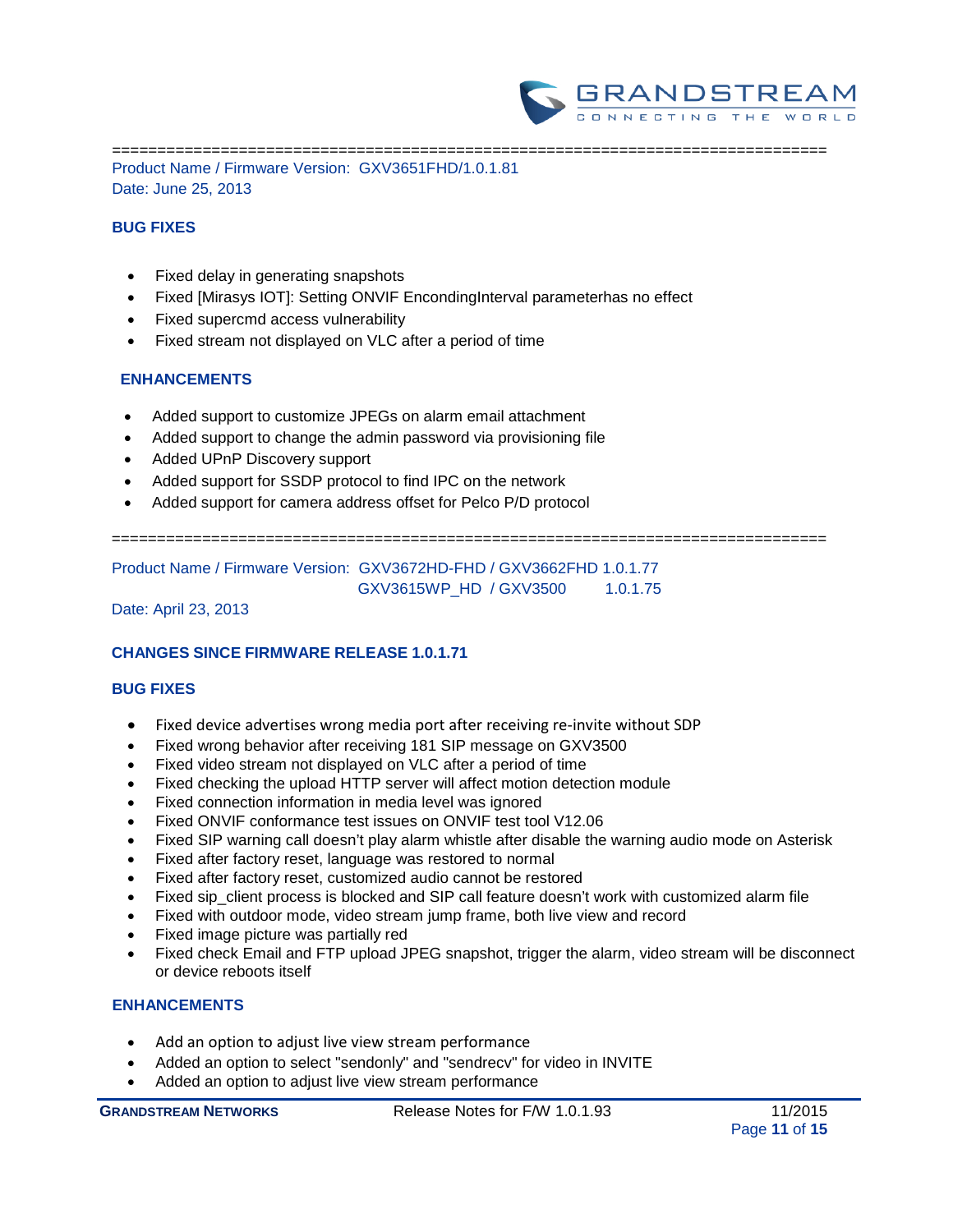================================================================================

Product Name / Firmware Version: GXV3651FHD/1.0.1.81
Date: June 25, 2013

### BUG FIXES

- Fixed delay in generating snapshots
- Fixed [Mirasys IOT]: Setting ONVIF EncondingInterval parameterhas no effect
- Fixed supercmd access vulnerability
- Fixed stream not displayed on VLC after a period of time

### ENHANCEMENTS

- Added support to customize JPEGs on alarm email attachment
- Added support to change the admin password via provisioning file
- Added UPnP Discovery support
- Added support for SSDP protocol to find IPC on the network
- Added support for camera address offset for Pelco P/D protocol

================================================================================

Product Name / Firmware Version: GXV3672HD-FHD / GXV3662FHD 1.0.1.77
GXV3615WP_HD / GXV3500 1.0.1.75
Date: April 23, 2013

### CHANGES SINCE FIRMWARE RELEASE 1.0.1.71

### BUG FIXES

- Fixed device advertises wrong media port after receiving re-invite without SDP
- Fixed wrong behavior after receiving 181 SIP message on GXV3500
- Fixed video stream not displayed on VLC after a period of time
- Fixed checking the upload HTTP server will affect motion detection module
- Fixed connection information in media level was ignored
- Fixed ONVIF conformance test issues on ONVIF test tool V12.06
- Fixed SIP warning call doesn't play alarm whistle after disable the warning audio mode on Asterisk
- Fixed after factory reset, language was restored to normal
- Fixed after factory reset, customized audio cannot be restored
- Fixed sip_client process is blocked and SIP call feature doesn't work with customized alarm file
- Fixed with outdoor mode, video stream jump frame, both live view and record
- Fixed image picture was partially red
- Fixed check Email and FTP upload JPEG snapshot, trigger the alarm, video stream will be disconnect or device reboots itself

### ENHANCEMENTS

- Add an option to adjust live view stream performance
- Added an option to select "sendonly" and "sendrecv" for video in INVITE
- Added an option to adjust live view stream performance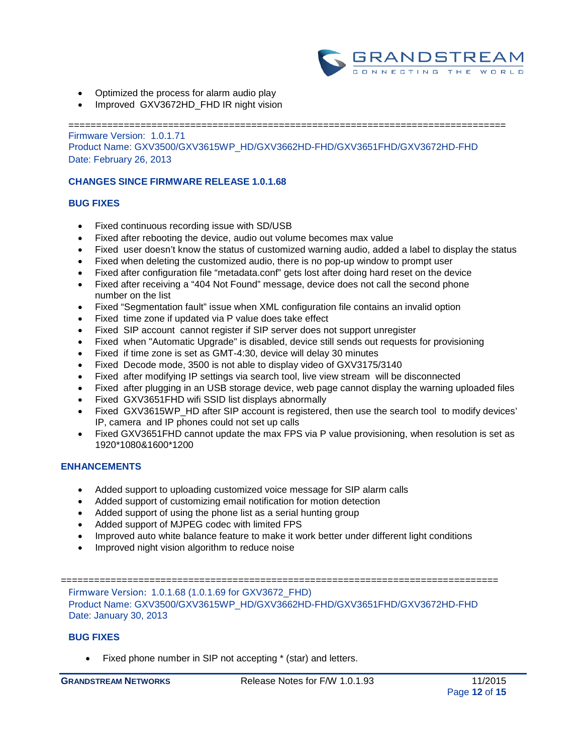- Optimized the process for alarm audio play
- Improved GXV3672HD_FHD IR night vision

================================================================================

Firmware Version: 1.0.1.71
Product Name: GXV3500/GXV3615WP_HD/GXV3662HD-FHD/GXV3651FHD/GXV3672HD-FHD
Date: February 26, 2013

### CHANGES SINCE FIRMWARE RELEASE 1.0.1.68

### BUG FIXES

- Fixed continuous recording issue with SD/USB
- Fixed after rebooting the device, audio out volume becomes max value
- Fixed user doesn't know the status of customized warning audio, added a label to display the status
- Fixed when deleting the customized audio, there is no pop-up window to prompt user
- Fixed after configuration file "metadata.conf" gets lost after doing hard reset on the device
- Fixed after receiving a "404 Not Found" message, device does not call the second phone number on the list
- Fixed "Segmentation fault" issue when XML configuration file contains an invalid option
- Fixed time zone if updated via P value does take effect
- Fixed SIP account cannot register if SIP server does not support unregister
- Fixed when "Automatic Upgrade" is disabled, device still sends out requests for provisioning
- Fixed if time zone is set as GMT-4:30, device will delay 30 minutes
- Fixed Decode mode, 3500 is not able to display video of GXV3175/3140
- Fixed after modifying IP settings via search tool, live view stream will be disconnected
- Fixed after plugging in an USB storage device, web page cannot display the warning uploaded files
- Fixed GXV3651FHD wifi SSID list displays abnormally
- Fixed GXV3615WP_HD after SIP account is registered, then use the search tool to modify devices' IP, camera and IP phones could not set up calls
- Fixed GXV3651FHD cannot update the max FPS via P value provisioning, when resolution is set as 1920*1080&1600*1200

### ENHANCEMENTS

- Added support to uploading customized voice message for SIP alarm calls
- Added support of customizing email notification for motion detection
- Added support of using the phone list as a serial hunting group
- Added support of MJPEG codec with limited FPS
- Improved auto white balance feature to make it work better under different light conditions
- Improved night vision algorithm to reduce noise

================================================================================

Firmware Version: 1.0.1.68 (1.0.1.69 for GXV3672_FHD)
Product Name: GXV3500/GXV3615WP_HD/GXV3662HD-FHD/GXV3651FHD/GXV3672HD-FHD
Date: January 30, 2013

### BUG FIXES

- Fixed phone number in SIP not accepting * (star) and letters.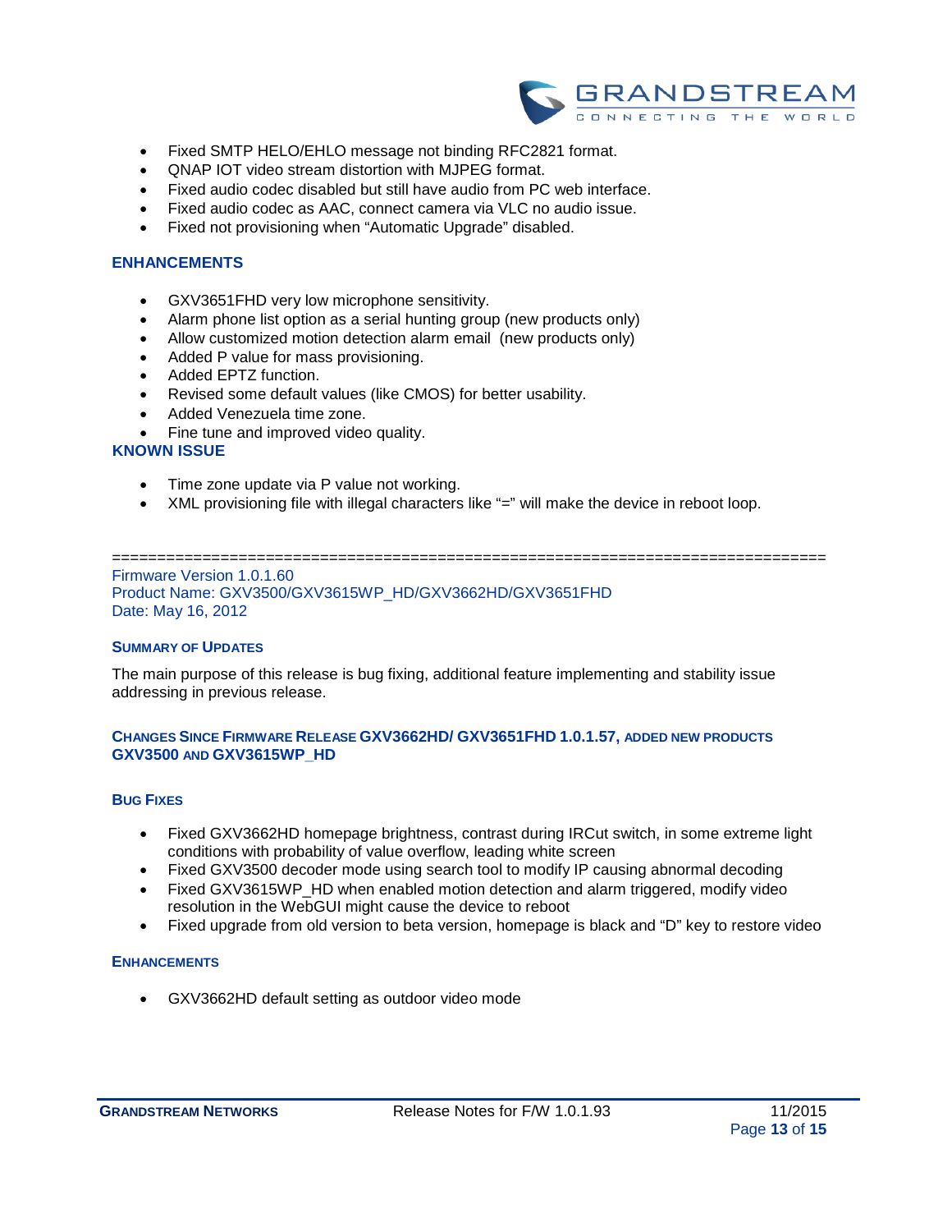- Fixed SMTP HELO/EHLO message not binding RFC2821 format.
- QNAP IOT video stream distortion with MJPEG format.
- Fixed audio codec disabled but still have audio from PC web interface.
- Fixed audio codec as AAC, connect camera via VLC no audio issue.
- Fixed not provisioning when “Automatic Upgrade” disabled.

## ENHANCEMENTS

- GXV3651FHD very low microphone sensitivity.
- Alarm phone list option as a serial hunting group (new products only)
- Allow customized motion detection alarm email (new products only)
- Added P value for mass provisioning.
- Added EPTZ function.
- Revised some default values (like CMOS) for better usability.
- Added Venezuela time zone.
- Fine tune and improved video quality.

## KNOWN ISSUE

- Time zone update via P value not working.
- XML provisioning file with illegal characters like “=” will make the device in reboot loop.

================================================================================

Firmware Version 1.0.1.60
Product Name: GXV3500/GXV3615WP_HD/GXV3662HD/GXV3651FHD
Date: May 16, 2012

## SUMMARY OF UPDATES

The main purpose of this release is bug fixing, additional feature implementing and stability issue addressing in previous release.

## CHANGES SINCE FIRMWARE RELEASE GXV3662HD/ GXV3651FHD 1.0.1.57, ADDED NEW PRODUCTS GXV3500 AND GXV3615WP_HD

## BUG FIXES

- Fixed GXV3662HD homepage brightness, contrast during IRCut switch, in some extreme light conditions with probability of value overflow, leading white screen
- Fixed GXV3500 decoder mode using search tool to modify IP causing abnormal decoding
- Fixed GXV3615WP_HD when enabled motion detection and alarm triggered, modify video resolution in the WebGUI might cause the device to reboot
- Fixed upgrade from old version to beta version, homepage is black and “D” key to restore video

## ENHANCEMENTS

- GXV3662HD default setting as outdoor video mode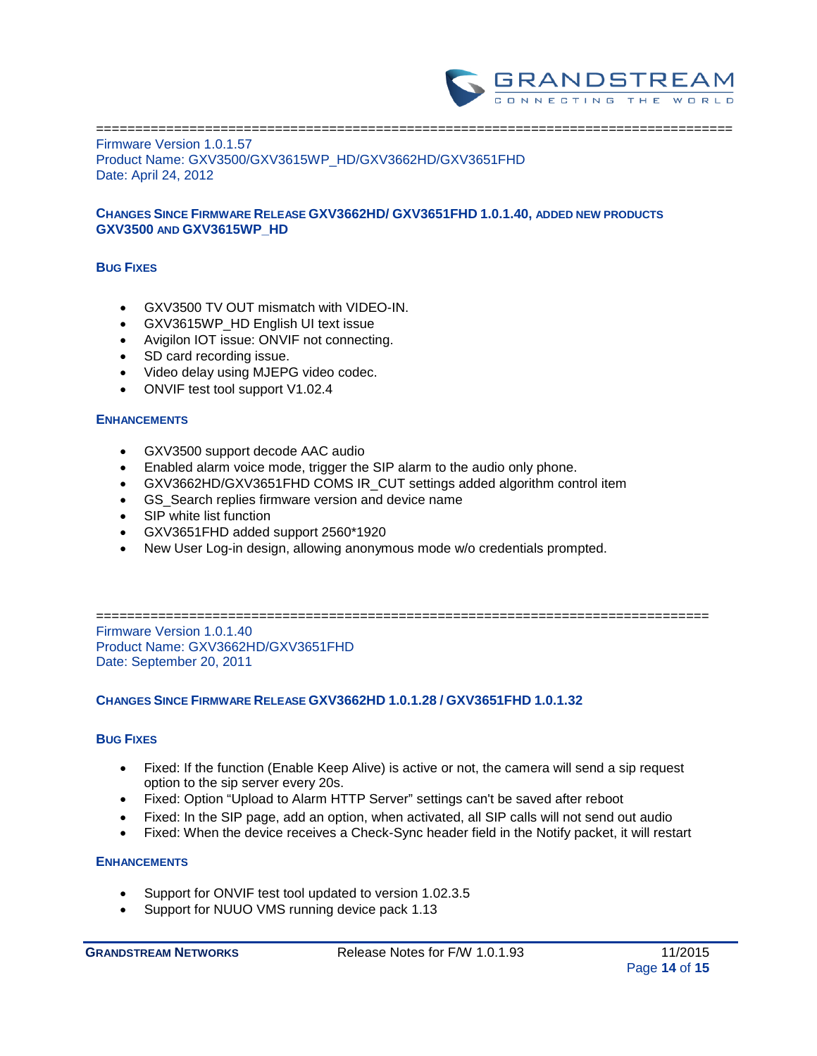==================================================================================

Firmware Version 1.0.1.57
Product Name: GXV3500/GXV3615WP_HD/GXV3662HD/GXV3651FHD
Date: April 24, 2012

### CHANGES SINCE FIRMWARE RELEASE GXV3662HD/ GXV3651FHD 1.0.1.40, ADDED NEW PRODUCTS GXV3500 AND GXV3615WP_HD

#### BUG FIXES

- GXV3500 TV OUT mismatch with VIDEO-IN.
- GXV3615WP_HD English UI text issue
- Avigilon IOT issue: ONVIF not connecting.
- SD card recording issue.
- Video delay using MJEPG video codec.
- ONVIF test tool support V1.02.4

#### ENHANCEMENTS

- GXV3500 support decode AAC audio
- Enabled alarm voice mode, trigger the SIP alarm to the audio only phone.
- GXV3662HD/GXV3651FHD COMS IR_CUT settings added algorithm control item
- GS_Search replies firmware version and device name
- SIP white list function
- GXV3651FHD added support 2560*1920
- New User Log-in design, allowing anonymous mode w/o credentials prompted.

==============================================================================

Firmware Version 1.0.1.40
Product Name: GXV3662HD/GXV3651FHD
Date: September 20, 2011

### CHANGES SINCE FIRMWARE RELEASE GXV3662HD 1.0.1.28 / GXV3651FHD 1.0.1.32

#### BUG FIXES

- Fixed: If the function (Enable Keep Alive) is active or not, the camera will send a sip request option to the sip server every 20s.
- Fixed: Option "Upload to Alarm HTTP Server" settings can't be saved after reboot
- Fixed: In the SIP page, add an option, when activated, all SIP calls will not send out audio
- Fixed: When the device receives a Check-Sync header field in the Notify packet, it will restart

#### ENHANCEMENTS

- Support for ONVIF test tool updated to version 1.02.3.5
- Support for NUUO VMS running device pack 1.13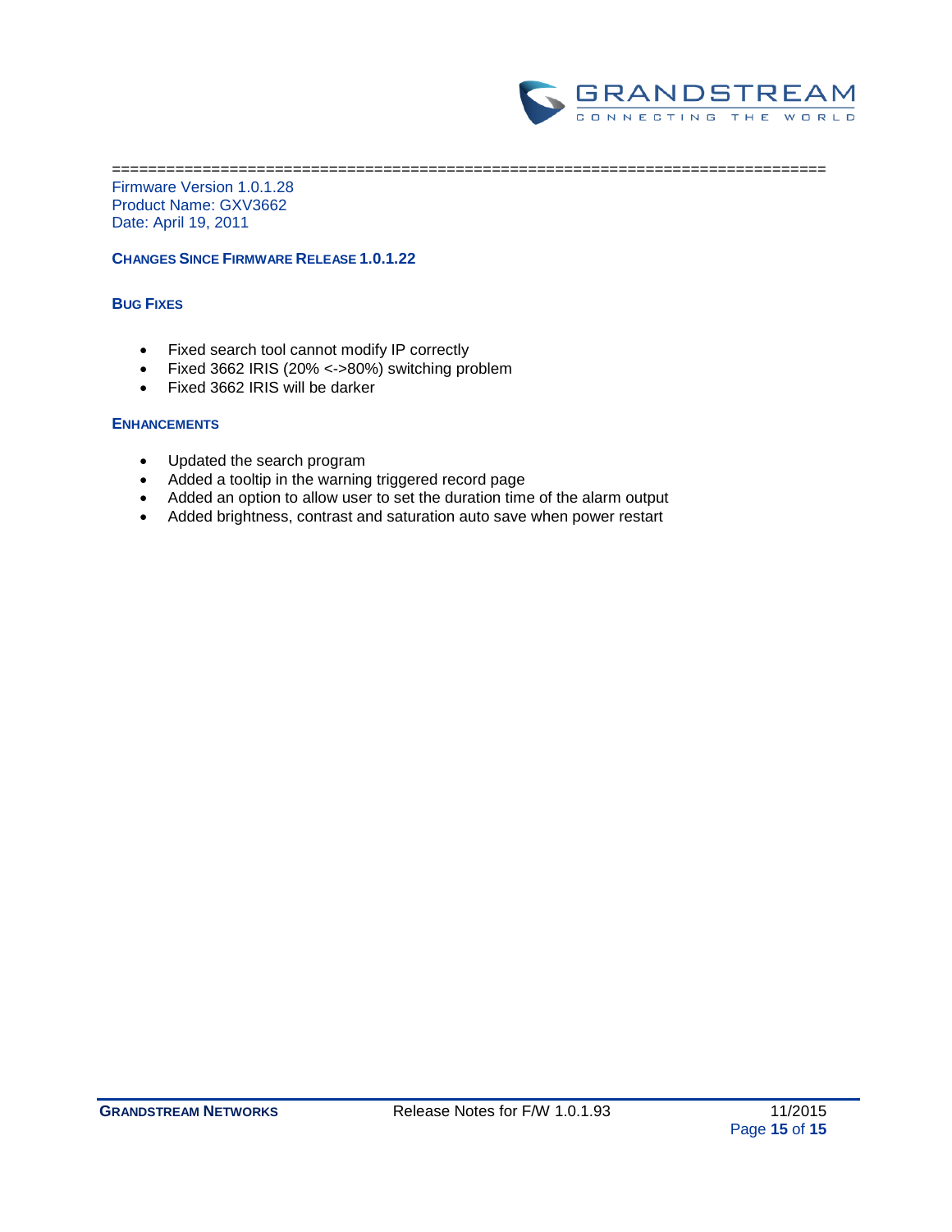==============================================================================

Firmware Version 1.0.1.28
Product Name: GXV3662
Date: April 19, 2011

## CHANGES SINCE FIRMWARE RELEASE 1.0.1.22

### BUG FIXES

- Fixed search tool cannot modify IP correctly
- Fixed 3662 IRIS (20% <->80%) switching problem
- Fixed 3662 IRIS will be darker

### ENHANCEMENTS

- Updated the search program
- Added a tooltip in the warning triggered record page
- Added an option to allow user to set the duration time of the alarm output
- Added brightness, contrast and saturation auto save when power restart